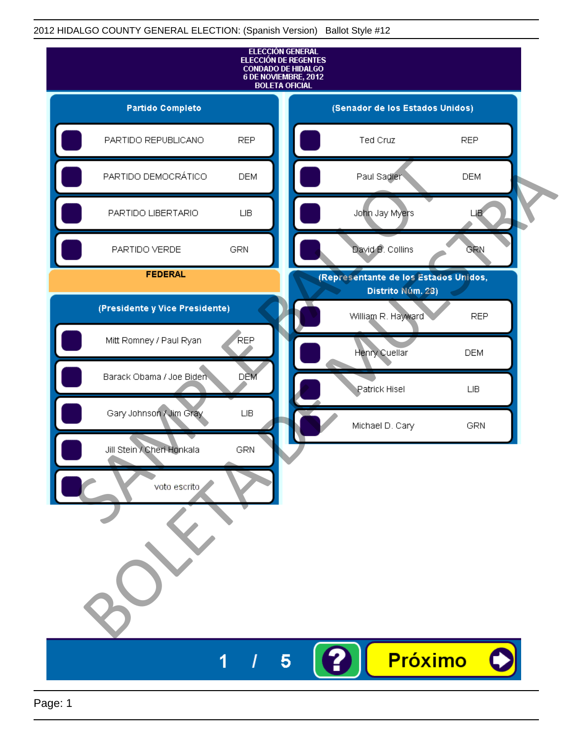2012 HIDALGO COUNTY GENERAL ELECTION: (Spanish Version) Ballot Style #12

**ELECCIÓN GENERAL**
**ELECCIÓN DE REGENTES**
**CONDADO DE HIDALGO**
**6 DE NOVIEMBRE, 2012**
**BOLETA OFICIAL**

## Partido Completo

| Partido | |
|---|---|
| PARTIDO REPUBLICANO | REP |
| PARTIDO DEMOCRÁTICO | DEM |
| PARTIDO LIBERTARIO | LIB |
| PARTIDO VERDE | GRN |

## FEDERAL

### (Presidente y Vice Presidente)

| Candidato | Partido |
|---|---|
| Mitt Romney / Paul Ryan | REP |
| Barack Obama / Joe Biden | DEM |
| Gary Johnson / Jim Gray | LIB |
| Jill Stein / Cheri Honkala | GRN |
| voto escrito | |

### (Senador de los Estados Unidos)

| Candidato | Partido |
|---|---|
| Ted Cruz | REP |
| Paul Sadler | DEM |
| John Jay Myers | LIB |
| David B. Collins | GRN |

### (Representante de los Estados Unidos, Distrito Núm. 28)

| Candidato | Partido |
|---|---|
| William R. Hayward | REP |
| Henry Cuellar | DEM |
| Patrick Hisel | LIB |
| Michael D. Cary | GRN |

SAMPLE BALLOT
BOLETA DE MUESTRA

1 / 5

Próximo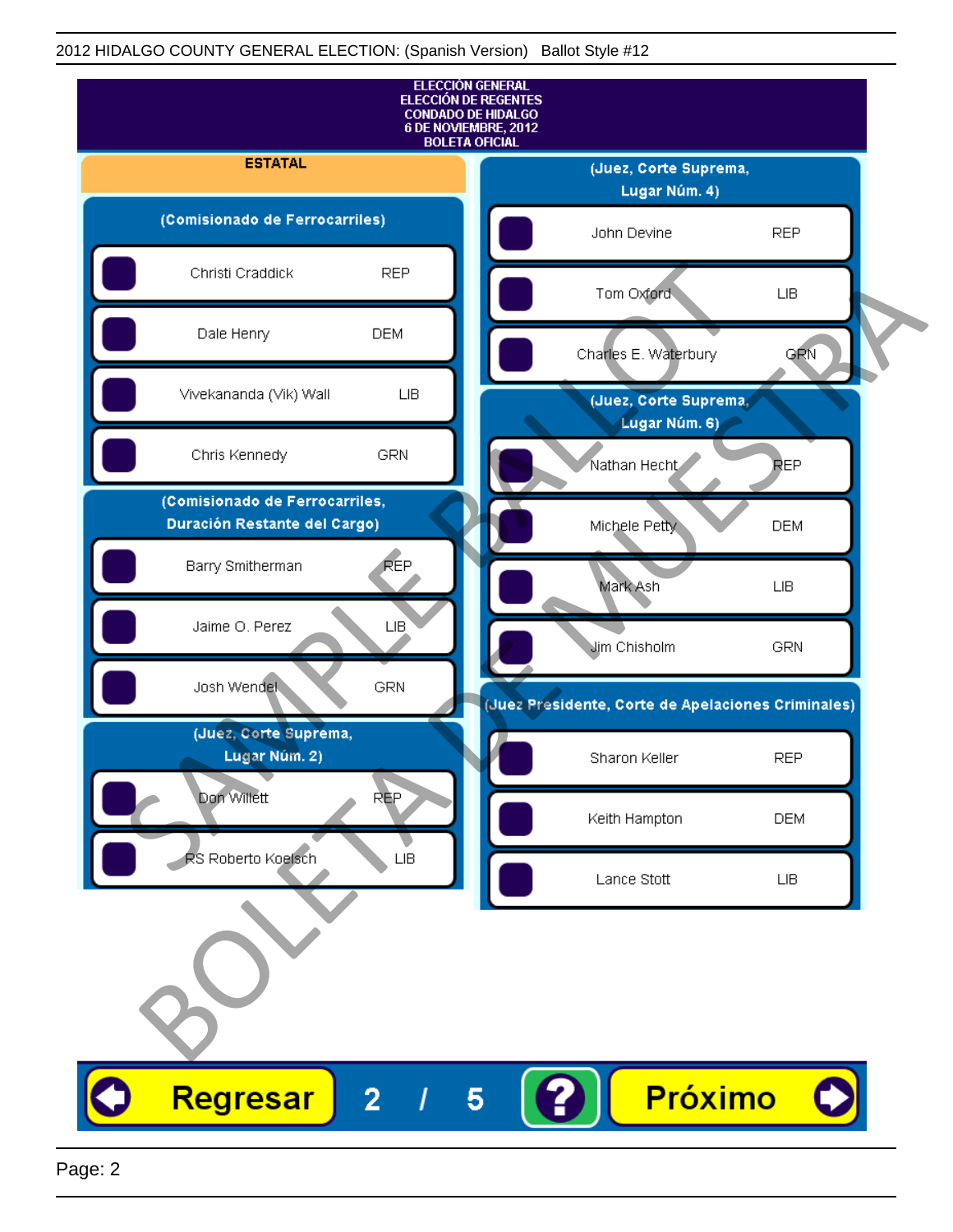2012 HIDALGO COUNTY GENERAL ELECTION: (Spanish Version) Ballot Style #12

ELECCIÓN GENERAL
ELECCIÓN DE REGENTES
CONDADO DE HIDALGO
6 DE NOVIEMBRE, 2012
BOLETA OFICIAL

**ESTATAL**

**(Comisionado de Ferrocarriles)**

| Candidato | Partido |
|---|---|
| Christi Craddick | REP |
| Dale Henry | DEM |
| Vivekananda (Vik) Wall | LIB |
| Chris Kennedy | GRN |

**(Comisionado de Ferrocarriles, Duración Restante del Cargo)**

| Candidato | Partido |
|---|---|
| Barry Smitherman | REP |
| Jaime O. Perez | LIB |
| Josh Wendel | GRN |

**(Juez, Corte Suprema, Lugar Núm. 2)**

| Candidato | Partido |
|---|---|
| Don Willett | REP |
| RS Roberto Koelsch | LIB |

**(Juez, Corte Suprema, Lugar Núm. 4)**

| Candidato | Partido |
|---|---|
| John Devine | REP |
| Tom Oxford | LIB |
| Charles E. Waterbury | GRN |

**(Juez, Corte Suprema, Lugar Núm. 6)**

| Candidato | Partido |
|---|---|
| Nathan Hecht | REP |
| Michele Petty | DEM |
| Mark Ash | LIB |
| Jim Chisholm | GRN |

**(Juez Presidente, Corte de Apelaciones Criminales)**

| Candidato | Partido |
|---|---|
| Sharon Keller | REP |
| Keith Hampton | DEM |
| Lance Stott | LIB |

SAMPLE BALLOT — BOLETA DE MUESTRA

Regresar | 2 / 5 | ? | Próximo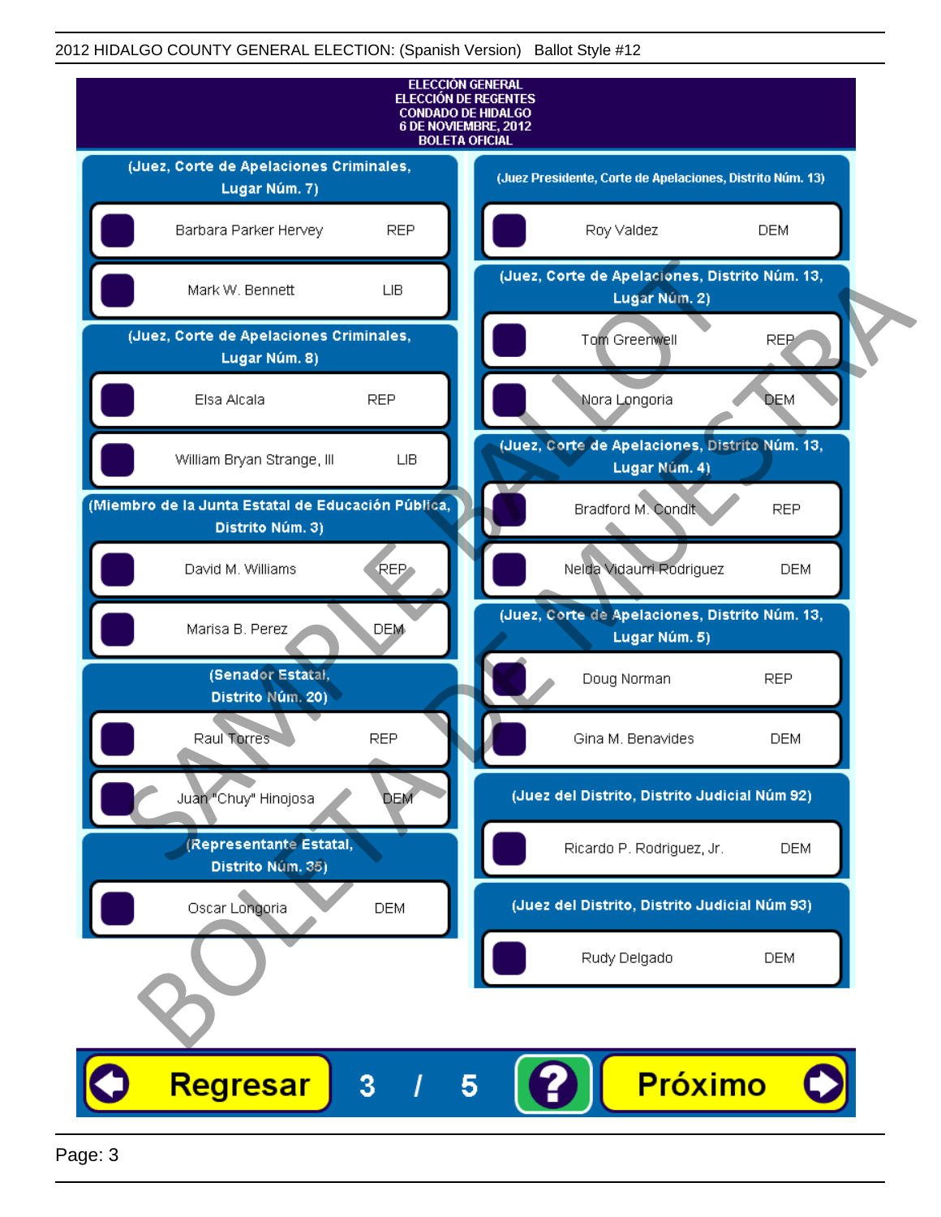2012 HIDALGO COUNTY GENERAL ELECTION: (Spanish Version) Ballot Style #12

**ELECCIÓN GENERAL**
**ELECCIÓN DE REGENTES**
**CONDADO DE HIDALGO**
**6 DE NOVIEMBRE, 2012**
**BOLETA OFICIAL**

**(Juez, Corte de Apelaciones Criminales, Lugar Núm. 7)**

- Barbara Parker Hervey — REP
- Mark W. Bennett — LIB

**(Juez, Corte de Apelaciones Criminales, Lugar Núm. 8)**

- Elsa Alcala — REP
- William Bryan Strange, III — LIB

**(Miembro de la Junta Estatal de Educación Pública, Distrito Núm. 3)**

- David M. Williams — REP
- Marisa B. Perez — DEM

**(Senador Estatal, Distrito Núm. 20)**

- Raul Torres — REP
- Juan "Chuy" Hinojosa — DEM

**(Representante Estatal, Distrito Núm. 35)**

- Oscar Longoria — DEM

**(Juez Presidente, Corte de Apelaciones, Distrito Núm. 13)**

- Roy Valdez — DEM

**(Juez, Corte de Apelaciones, Distrito Núm. 13, Lugar Núm. 2)**

- Tom Greenwell — REP
- Nora Longoria — DEM

**(Juez, Corte de Apelaciones, Distrito Núm. 13, Lugar Núm. 4)**

- Bradford M. Condit — REP
- Nelda Vidaurri Rodriguez — DEM

**(Juez, Corte de Apelaciones, Distrito Núm. 13, Lugar Núm. 5)**

- Doug Norman — REP
- Gina M. Benavides — DEM

**(Juez del Distrito, Distrito Judicial Núm 92)**

- Ricardo P. Rodriguez, Jr. — DEM

**(Juez del Distrito, Distrito Judicial Núm 93)**

- Rudy Delgado — DEM

SAMPLE BALLOT / BOLETA DE MUESTRA

Regresar | 3 / 5 | ? | Próximo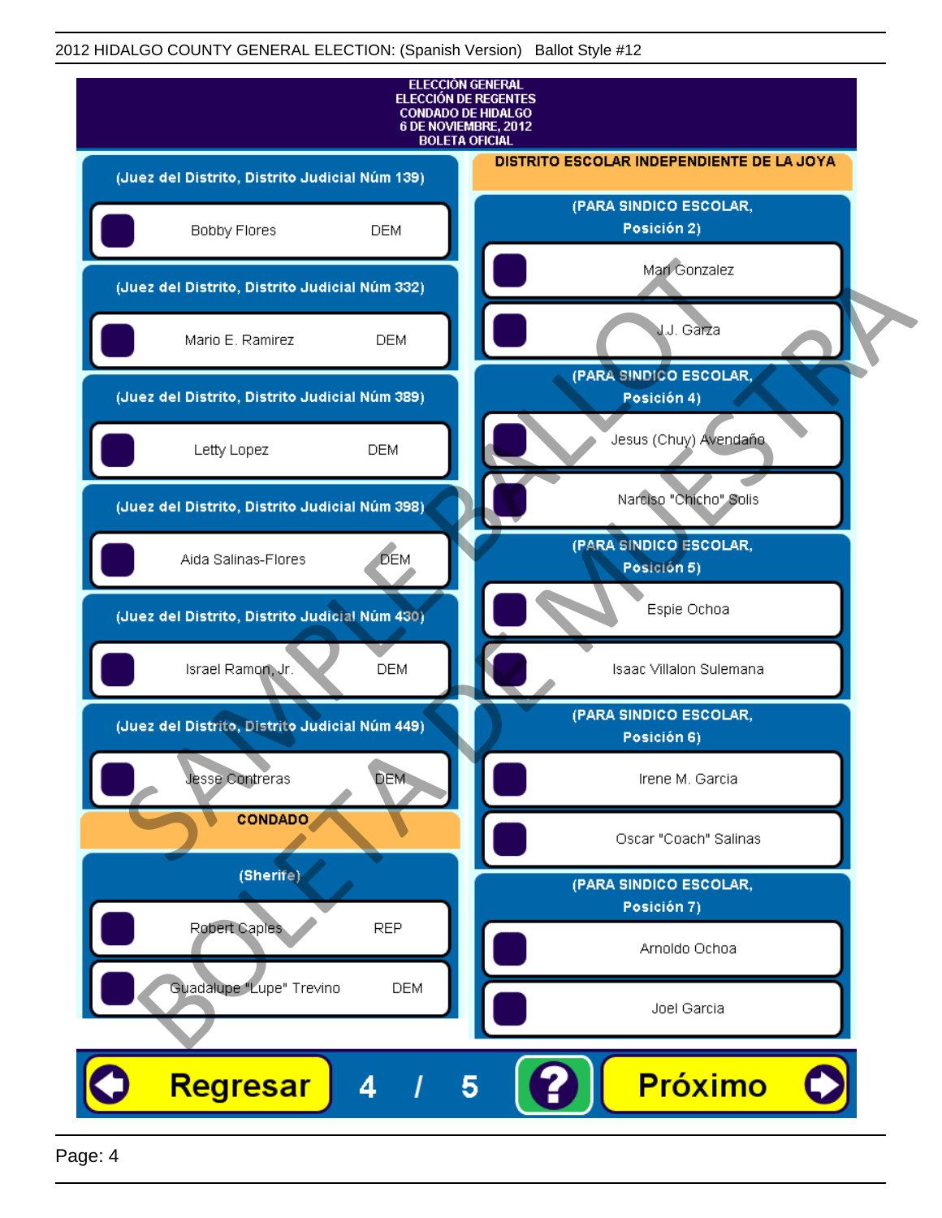2012 HIDALGO COUNTY GENERAL ELECTION: (Spanish Version) Ballot Style #12

ELECCIÓN GENERAL
ELECCIÓN DE REGENTES
CONDADO DE HIDALGO
6 DE NOVIEMBRE, 2012
BOLETA OFICIAL

**(Juez del Distrito, Distrito Judicial Núm 139)**

- Bobby Flores DEM

**(Juez del Distrito, Distrito Judicial Núm 332)**

- Mario E. Ramirez DEM

**(Juez del Distrito, Distrito Judicial Núm 389)**

- Letty Lopez DEM

**(Juez del Distrito, Distrito Judicial Núm 398)**

- Aida Salinas-Flores DEM

**(Juez del Distrito, Distrito Judicial Núm 430)**

- Israel Ramon, Jr. DEM

**(Juez del Distrito, Distrito Judicial Núm 449)**

- Jesse Contreras DEM

## CONDADO

**(Sherife)**

- Robert Caples REP
- Guadalupe "Lupe" Trevino DEM

## DISTRITO ESCOLAR INDEPENDIENTE DE LA JOYA

**(PARA SINDICO ESCOLAR, Posición 2)**

- Mari Gonzalez
- J.J. Garza

**(PARA SINDICO ESCOLAR, Posición 4)**

- Jesus (Chuy) Avendaño
- Narciso "Chicho" Solis

**(PARA SINDICO ESCOLAR, Posición 5)**

- Espie Ochoa
- Isaac Villalon Sulemana

**(PARA SINDICO ESCOLAR, Posición 6)**

- Irene M. Garcia
- Oscar "Coach" Salinas

**(PARA SINDICO ESCOLAR, Posición 7)**

- Arnoldo Ochoa
- Joel Garcia

Regresar 4 / 5 ? Próximo

SAMPLE BALLOT BOLETA DE MUESTRA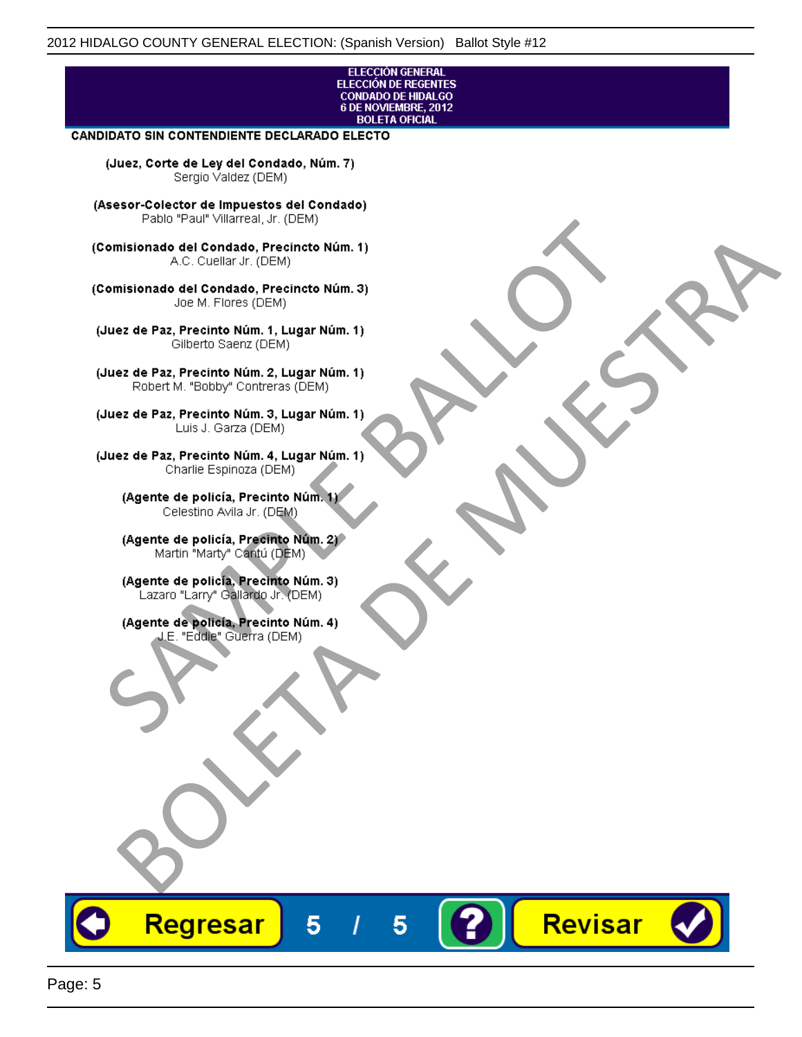ELECCIÓN GENERAL
ELECCIÓN DE REGENTES
CONDADO DE HIDALGO
6 DE NOVIEMBRE, 2012
BOLETA OFICIAL

**CANDIDATO SIN CONTENDIENTE DECLARADO ELECTO**

**(Juez, Corte de Ley del Condado, Núm. 7)**
Sergio Valdez (DEM)

**(Asesor-Colector de Impuestos del Condado)**
Pablo "Paul" Villarreal, Jr. (DEM)

**(Comisionado del Condado, Precincto Núm. 1)**
A.C. Cuellar Jr. (DEM)

**(Comisionado del Condado, Precincto Núm. 3)**
Joe M. Flores (DEM)

**(Juez de Paz, Precinto Núm. 1, Lugar Núm. 1)**
Gilberto Saenz (DEM)

**(Juez de Paz, Precinto Núm. 2, Lugar Núm. 1)**
Robert M. "Bobby" Contreras (DEM)

**(Juez de Paz, Precinto Núm. 3, Lugar Núm. 1)**
Luis J. Garza (DEM)

**(Juez de Paz, Precinto Núm. 4, Lugar Núm. 1)**
Charlie Espinoza (DEM)

**(Agente de policía, Precinto Núm. 1)**
Celestino Avila Jr. (DEM)

**(Agente de policía, Precinto Núm. 2)**
Martin "Marty" Cantú (DEM)

**(Agente de policía, Precinto Núm. 3)**
Lazaro "Larry" Gallardo Jr. (DEM)

**(Agente de policía, Precinto Núm. 4)**
J.E. "Eddie" Guerra (DEM)

SAMPLE BALLOT
BOLETA DE MUESTRA

Regresar 5 / 5 ? Revisar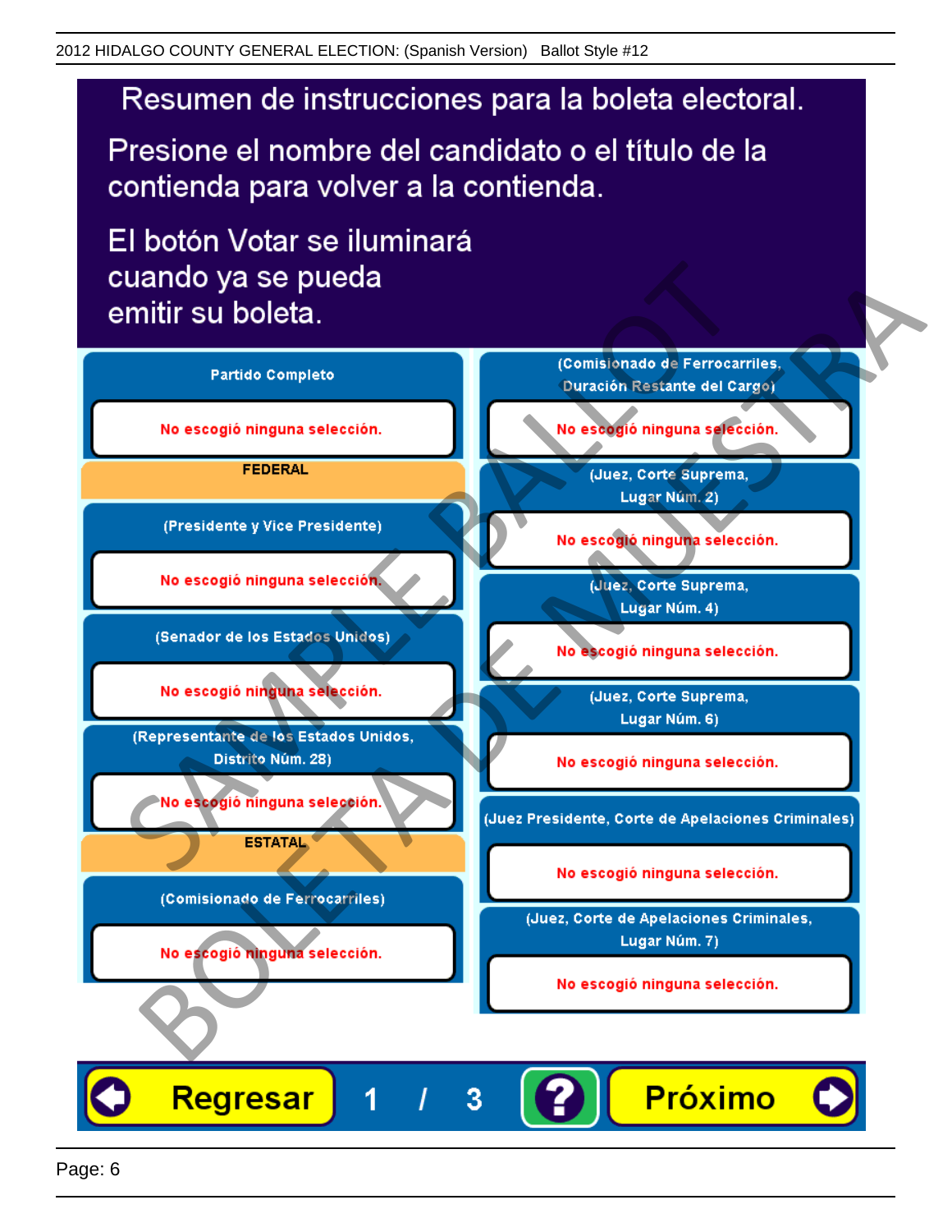# Resumen de instrucciones para la boleta electoral.

Presione el nombre del candidato o el título de la contienda para volver a la contienda.

El botón Votar se iluminará cuando ya se pueda emitir su boleta.

**Partido Completo**

No escogió ninguna selección.

**FEDERAL**

**(Presidente y Vice Presidente)**

No escogió ninguna selección.

**(Senador de los Estados Unidos)**

No escogió ninguna selección.

**(Representante de los Estados Unidos, Distrito Núm. 28)**

No escogió ninguna selección.

**ESTATAL**

**(Comisionado de Ferrocarriles)**

No escogió ninguna selección.

**(Comisionado de Ferrocarriles, Duración Restante del Cargo)**

No escogió ninguna selección.

**(Juez, Corte Suprema, Lugar Núm. 2)**

No escogió ninguna selección.

**(Juez, Corte Suprema, Lugar Núm. 4)**

No escogió ninguna selección.

**(Juez, Corte Suprema, Lugar Núm. 6)**

No escogió ninguna selección.

**(Juez Presidente, Corte de Apelaciones Criminales)**

No escogió ninguna selección.

**(Juez, Corte de Apelaciones Criminales, Lugar Núm. 7)**

No escogió ninguna selección.

Regresar  1 / 3  ?  Próximo

SAMPLE BALLOT BOLETA DE MUESTRA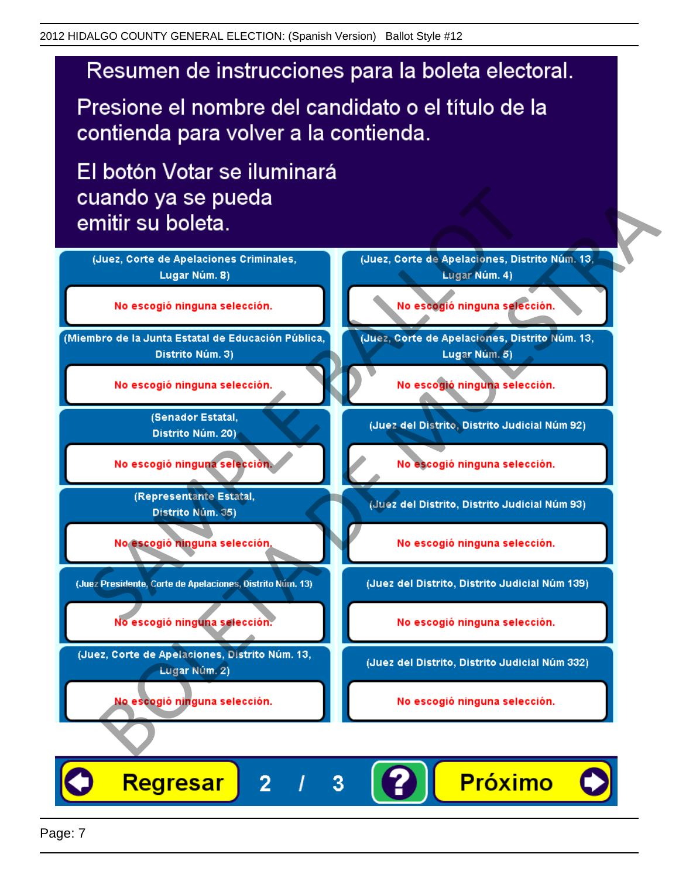# Resumen de instrucciones para la boleta electoral.

Presione el nombre del candidato o el título de la contienda para volver a la contienda.

El botón Votar se iluminará cuando ya se pueda emitir su boleta.

| | |
|---|---|
| (Juez, Corte de Apelaciones Criminales, Lugar Núm. 8) | (Juez, Corte de Apelaciones, Distrito Núm. 13, Lugar Núm. 4) |
| No escogió ninguna selección. | No escogió ninguna selección. |
| (Miembro de la Junta Estatal de Educación Pública, Distrito Núm. 3) | (Juez, Corte de Apelaciones, Distrito Núm. 13, Lugar Núm. 5) |
| No escogió ninguna selección. | No escogió ninguna selección. |
| (Senador Estatal, Distrito Núm. 20) | (Juez del Distrito, Distrito Judicial Núm 92) |
| No escogió ninguna selección. | No escogió ninguna selección. |
| (Representante Estatal, Distrito Núm. 35) | (Juez del Distrito, Distrito Judicial Núm 93) |
| No escogió ninguna selección. | No escogió ninguna selección. |
| (Juez Presidente, Corte de Apelaciones, Distrito Núm. 13) | (Juez del Distrito, Distrito Judicial Núm 139) |
| No escogió ninguna selección. | No escogió ninguna selección. |
| (Juez, Corte de Apelaciones, Distrito Núm. 13, Lugar Núm. 2) | (Juez del Distrito, Distrito Judicial Núm 332) |
| No escogió ninguna selección. | No escogió ninguna selección. |

Regresar 2 / 3 ? Próximo

SAMPLE BALLOT
BOLETA DE MUESTRA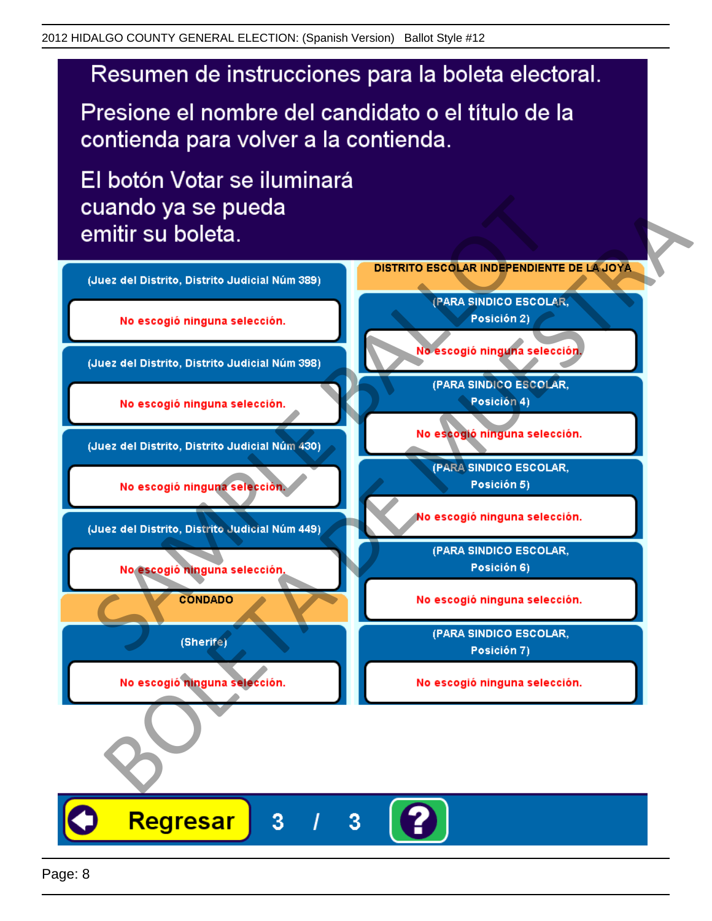2012 HIDALGO COUNTY GENERAL ELECTION: (Spanish Version)   Ballot Style #12

# Resumen de instrucciones para la boleta electoral.

Presione el nombre del candidato o el título de la contienda para volver a la contienda.

El botón Votar se iluminará cuando ya se pueda emitir su boleta.

(Juez del Distrito, Distrito Judicial Núm 389)

No escogió ninguna selección.

(Juez del Distrito, Distrito Judicial Núm 398)

No escogió ninguna selección.

(Juez del Distrito, Distrito Judicial Núm 430)

No escogió ninguna selección.

(Juez del Distrito, Distrito Judicial Núm 449)

No escogió ninguna selección.

**CONDADO**

(Sherife)

No escogió ninguna selección.

**DISTRITO ESCOLAR INDEPENDIENTE DE LA JOYA**

(PARA SINDICO ESCOLAR, Posición 2)

No escogió ninguna selección.

(PARA SINDICO ESCOLAR, Posición 4)

No escogió ninguna selección.

(PARA SINDICO ESCOLAR, Posición 5)

No escogió ninguna selección.

(PARA SINDICO ESCOLAR, Posición 6)

No escogió ninguna selección.

(PARA SINDICO ESCOLAR, Posición 7)

No escogió ninguna selección.

Regresar   3 / 3   ?

SAMPLE BALLOT

BOLETA DE MUESTRA